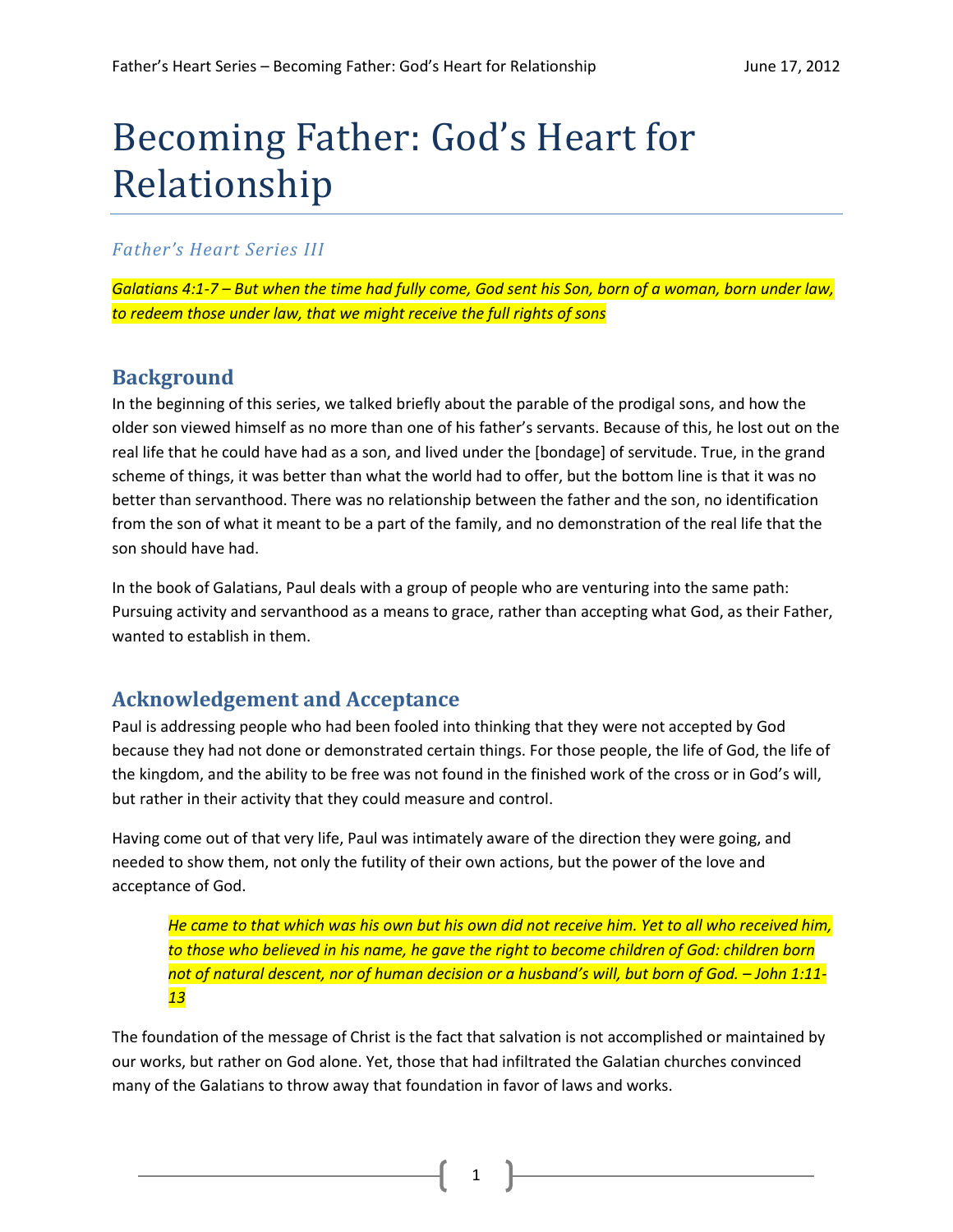# Becoming Father: God's Heart for Relationship

*Father's Heart Series III*

*Galatians 4:1-7 – But when the time had fully come, God sent his Son, born of a woman, born under law, to redeem those under law, that we might receive the full rights of sons*

## Background

In the beginning of this series, we talked briefly about the parable of the prodigal sons, and how the older son viewed himself as no more than one of his father's servants. Because of this, he lost out on the real life that he could have had as a son, and lived under the [bondage] of servitude. True, in the grand scheme of things, it was better than what the world had to offer, but the bottom line is that it was no better than servanthood. There was no relationship between the father and the son, no identification from the son of what it meant to be a part of the family, and no demonstration of the real life that the son should have had.

In the book of Galatians, Paul deals with a group of people who are venturing into the same path: Pursuing activity and servanthood as a means to grace, rather than accepting what God, as their Father, wanted to establish in them.

## Acknowledgement and Acceptance

Paul is addressing people who had been fooled into thinking that they were not accepted by God because they had not done or demonstrated certain things. For those people, the life of God, the life of the kingdom, and the ability to be free was not found in the finished work of the cross or in God's will, but rather in their activity that they could measure and control.

Having come out of that very life, Paul was intimately aware of the direction they were going, and needed to show them, not only the futility of their own actions, but the power of the love and acceptance of God.

> *He came to that which was his own but his own did not receive him. Yet to all who received him, to those who believed in his name, he gave the right to become children of God: children born not of natural descent, nor of human decision or a husband's will, but born of God. – John 1:11-13*

The foundation of the message of Christ is the fact that salvation is not accomplished or maintained by our works, but rather on God alone. Yet, those that had infiltrated the Galatian churches convinced many of the Galatians to throw away that foundation in favor of laws and works.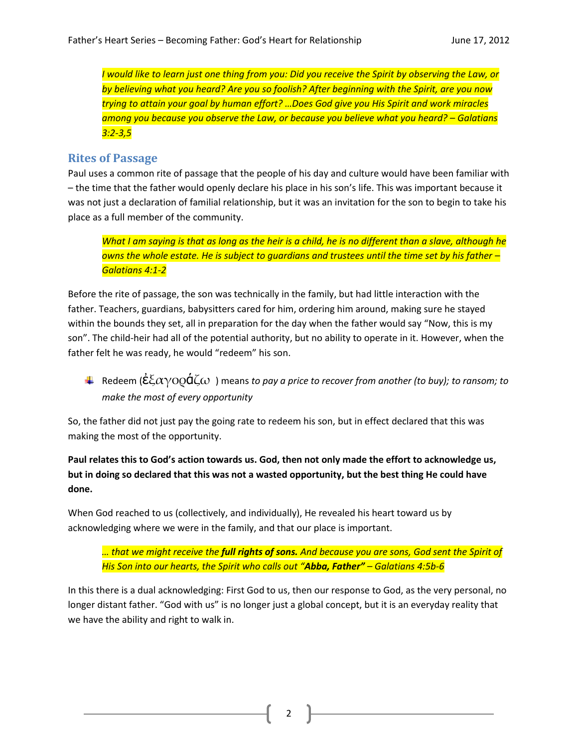*I would like to learn just one thing from you: Did you receive the Spirit by observing the Law, or by believing what you heard? Are you so foolish? After beginning with the Spirit, are you now trying to attain your goal by human effort? …Does God give you His Spirit and work miracles among you because you observe the Law, or because you believe what you heard? – Galatians 3:2-3,5*

## Rites of Passage

Paul uses a common rite of passage that the people of his day and culture would have been familiar with – the time that the father would openly declare his place in his son's life. This was important because it was not just a declaration of familial relationship, but it was an invitation for the son to begin to take his place as a full member of the community.

*What I am saying is that as long as the heir is a child, he is no different than a slave, although he owns the whole estate. He is subject to guardians and trustees until the time set by his father – Galatians 4:1-2*

Before the rite of passage, the son was technically in the family, but had little interaction with the father. Teachers, guardians, babysitters cared for him, ordering him around, making sure he stayed within the bounds they set, all in preparation for the day when the father would say "Now, this is my son". The child-heir had all of the potential authority, but no ability to operate in it. However, when the father felt he was ready, he would "redeem" his son.

- Redeem (ἐξαγοράζω ) means *to pay a price to recover from another (to buy); to ransom; to make the most of every opportunity*

So, the father did not just pay the going rate to redeem his son, but in effect declared that this was making the most of the opportunity.

**Paul relates this to God's action towards us. God, then not only made the effort to acknowledge us, but in doing so declared that this was not a wasted opportunity, but the best thing He could have done.**

When God reached to us (collectively, and individually), He revealed his heart toward us by acknowledging where we were in the family, and that our place is important.

*… that we might receive the **full rights of sons.** And because you are sons, God sent the Spirit of His Son into our hearts, the Spirit who calls out "**Abba, Father**" – Galatians 4:5b-6*

In this there is a dual acknowledging: First God to us, then our response to God, as the very personal, no longer distant father. "God with us" is no longer just a global concept, but it is an everyday reality that we have the ability and right to walk in.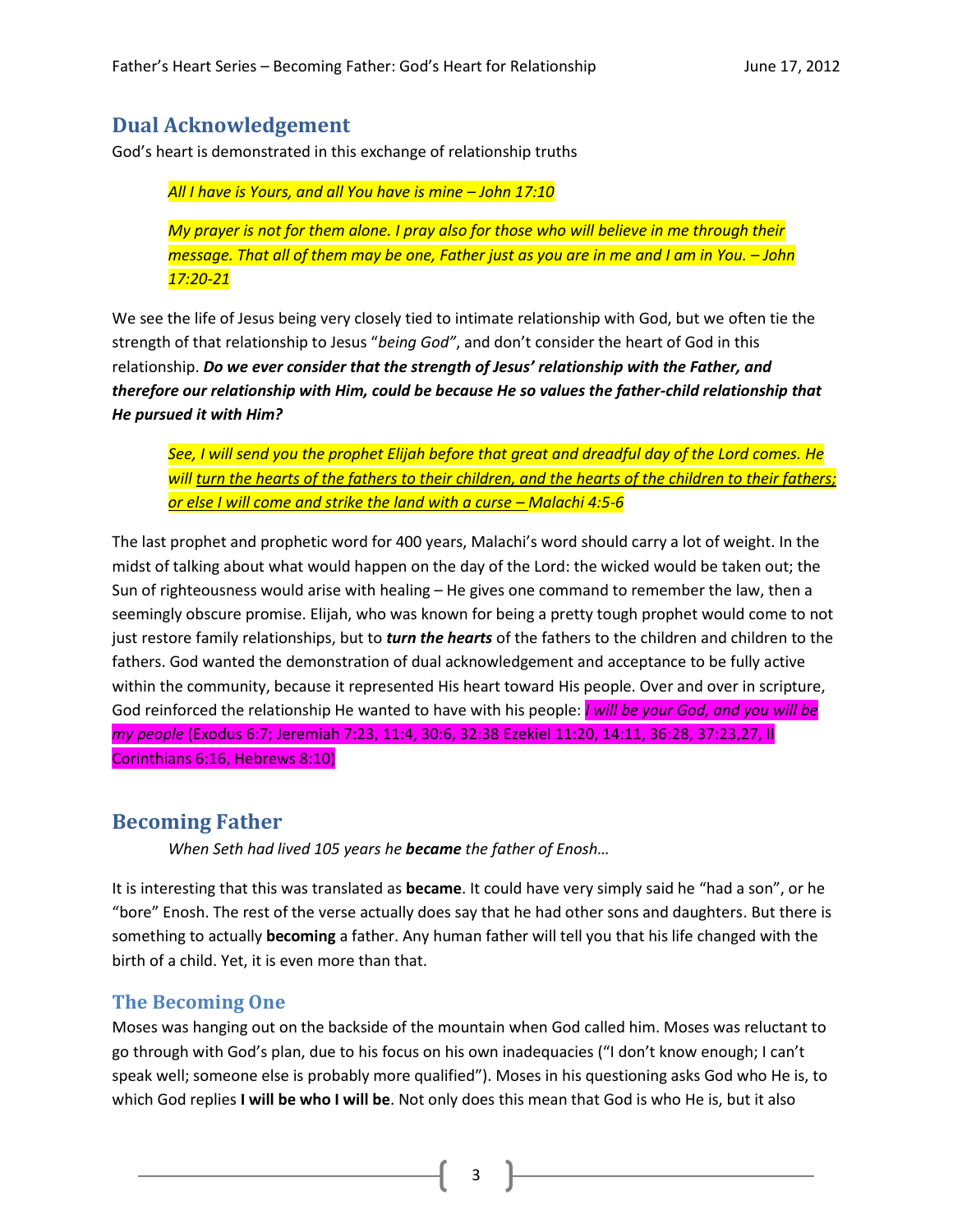## Dual Acknowledgement

God's heart is demonstrated in this exchange of relationship truths

> *All I have is Yours, and all You have is mine – John 17:10*

> *My prayer is not for them alone. I pray also for those who will believe in me through their message. That all of them may be one, Father just as you are in me and I am in You. – John 17:20-21*

We see the life of Jesus being very closely tied to intimate relationship with God, but we often tie the strength of that relationship to Jesus "*being God"*, and don't consider the heart of God in this relationship. ***Do we ever consider that the strength of Jesus' relationship with the Father, and therefore our relationship with Him, could be because He so values the father-child relationship that He pursued it with Him?***

> *See, I will send you the prophet Elijah before that great and dreadful day of the Lord comes. He will turn the hearts of the fathers to their children, and the hearts of the children to their fathers; or else I will come and strike the land with a curse – Malachi 4:5-6*

The last prophet and prophetic word for 400 years, Malachi's word should carry a lot of weight. In the midst of talking about what would happen on the day of the Lord: the wicked would be taken out; the Sun of righteousness would arise with healing – He gives one command to remember the law, then a seemingly obscure promise. Elijah, who was known for being a pretty tough prophet would come to not just restore family relationships, but to ***turn the hearts*** of the fathers to the children and children to the fathers. God wanted the demonstration of dual acknowledgement and acceptance to be fully active within the community, because it represented His heart toward His people. Over and over in scripture, God reinforced the relationship He wanted to have with his people: *I will be your God, and you will be my people* (Exodus 6:7; Jeremiah 7:23, 11:4, 30:6, 32:38 Ezekiel 11:20, 14:11, 36:28, 37:23,27, II Corinthians 6:16, Hebrews 8:10)

## Becoming Father

> *When Seth had lived 105 years he **became** the father of Enosh…*

It is interesting that this was translated as **became**. It could have very simply said he "had a son", or he "bore" Enosh. The rest of the verse actually does say that he had other sons and daughters. But there is something to actually **becoming** a father. Any human father will tell you that his life changed with the birth of a child. Yet, it is even more than that.

### The Becoming One

Moses was hanging out on the backside of the mountain when God called him. Moses was reluctant to go through with God's plan, due to his focus on his own inadequacies ("I don't know enough; I can't speak well; someone else is probably more qualified"). Moses in his questioning asks God who He is, to which God replies **I will be who I will be**. Not only does this mean that God is who He is, but it also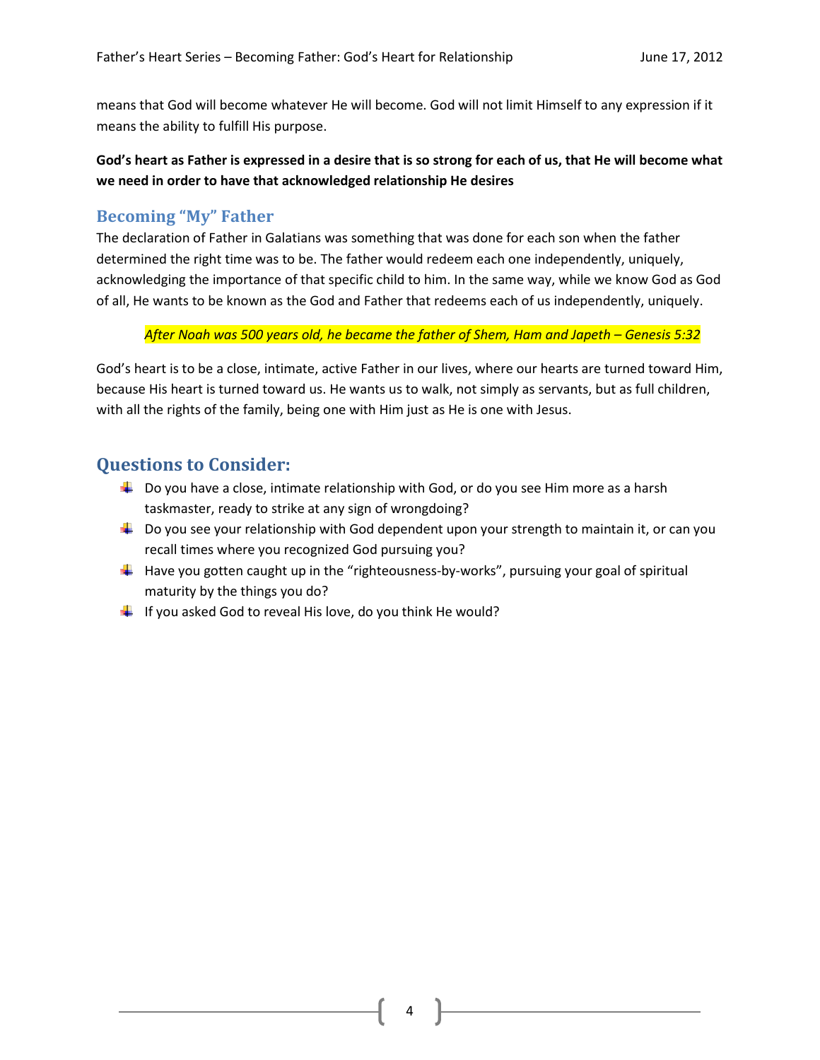means that God will become whatever He will become. God will not limit Himself to any expression if it means the ability to fulfill His purpose.

**God's heart as Father is expressed in a desire that is so strong for each of us, that He will become what we need in order to have that acknowledged relationship He desires**

## Becoming "My" Father

The declaration of Father in Galatians was something that was done for each son when the father determined the right time was to be. The father would redeem each one independently, uniquely, acknowledging the importance of that specific child to him. In the same way, while we know God as God of all, He wants to be known as the God and Father that redeems each of us independently, uniquely.

> *After Noah was 500 years old, he became the father of Shem, Ham and Japeth – Genesis 5:32*

God's heart is to be a close, intimate, active Father in our lives, where our hearts are turned toward Him, because His heart is turned toward us. He wants us to walk, not simply as servants, but as full children, with all the rights of the family, being one with Him just as He is one with Jesus.

# Questions to Consider:

- Do you have a close, intimate relationship with God, or do you see Him more as a harsh taskmaster, ready to strike at any sign of wrongdoing?
- Do you see your relationship with God dependent upon your strength to maintain it, or can you recall times where you recognized God pursuing you?
- Have you gotten caught up in the "righteousness-by-works", pursuing your goal of spiritual maturity by the things you do?
- If you asked God to reveal His love, do you think He would?